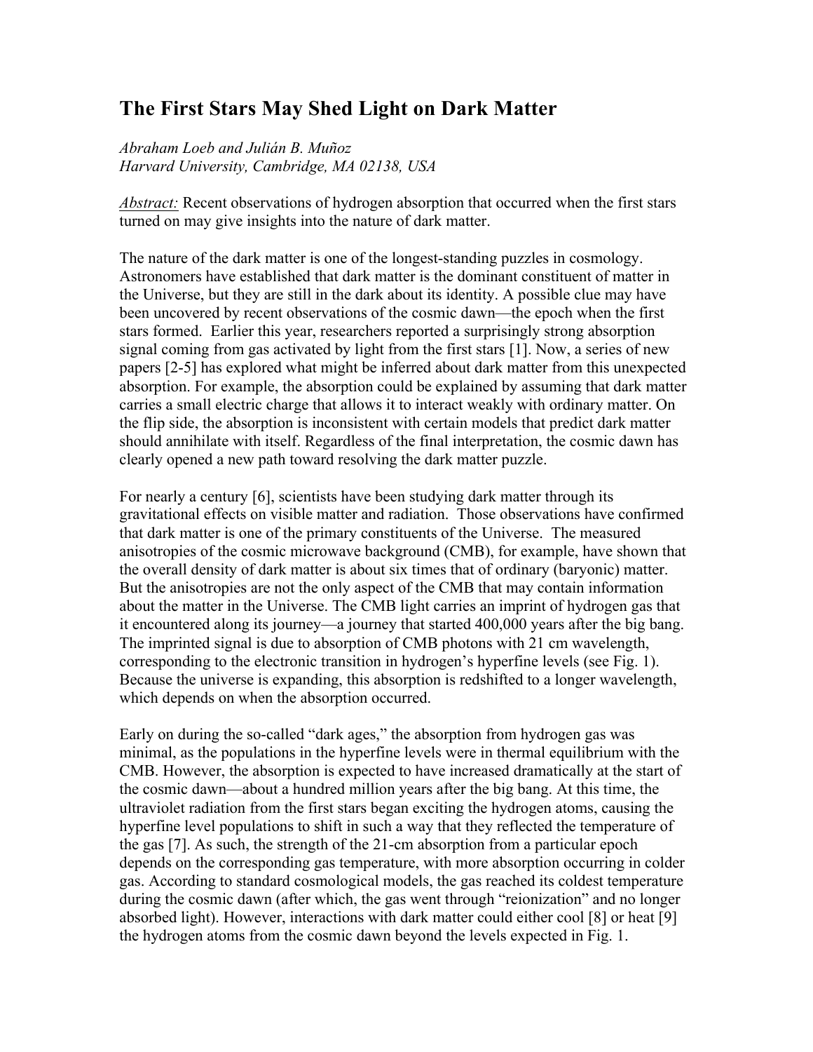# The First Stars May Shed Light on Dark Matter

*Abraham Loeb and Julián B. Muñoz*
*Harvard University, Cambridge, MA 02138, USA*

*Abstract:* Recent observations of hydrogen absorption that occurred when the first stars turned on may give insights into the nature of dark matter.

The nature of the dark matter is one of the longest-standing puzzles in cosmology. Astronomers have established that dark matter is the dominant constituent of matter in the Universe, but they are still in the dark about its identity. A possible clue may have been uncovered by recent observations of the cosmic dawn—the epoch when the first stars formed. Earlier this year, researchers reported a surprisingly strong absorption signal coming from gas activated by light from the first stars [1]. Now, a series of new papers [2-5] has explored what might be inferred about dark matter from this unexpected absorption. For example, the absorption could be explained by assuming that dark matter carries a small electric charge that allows it to interact weakly with ordinary matter. On the flip side, the absorption is inconsistent with certain models that predict dark matter should annihilate with itself. Regardless of the final interpretation, the cosmic dawn has clearly opened a new path toward resolving the dark matter puzzle.

For nearly a century [6], scientists have been studying dark matter through its gravitational effects on visible matter and radiation. Those observations have confirmed that dark matter is one of the primary constituents of the Universe. The measured anisotropies of the cosmic microwave background (CMB), for example, have shown that the overall density of dark matter is about six times that of ordinary (baryonic) matter. But the anisotropies are not the only aspect of the CMB that may contain information about the matter in the Universe. The CMB light carries an imprint of hydrogen gas that it encountered along its journey—a journey that started 400,000 years after the big bang. The imprinted signal is due to absorption of CMB photons with 21 cm wavelength, corresponding to the electronic transition in hydrogen's hyperfine levels (see Fig. 1). Because the universe is expanding, this absorption is redshifted to a longer wavelength, which depends on when the absorption occurred.

Early on during the so-called "dark ages," the absorption from hydrogen gas was minimal, as the populations in the hyperfine levels were in thermal equilibrium with the CMB. However, the absorption is expected to have increased dramatically at the start of the cosmic dawn—about a hundred million years after the big bang. At this time, the ultraviolet radiation from the first stars began exciting the hydrogen atoms, causing the hyperfine level populations to shift in such a way that they reflected the temperature of the gas [7]. As such, the strength of the 21-cm absorption from a particular epoch depends on the corresponding gas temperature, with more absorption occurring in colder gas. According to standard cosmological models, the gas reached its coldest temperature during the cosmic dawn (after which, the gas went through "reionization" and no longer absorbed light). However, interactions with dark matter could either cool [8] or heat [9] the hydrogen atoms from the cosmic dawn beyond the levels expected in Fig. 1.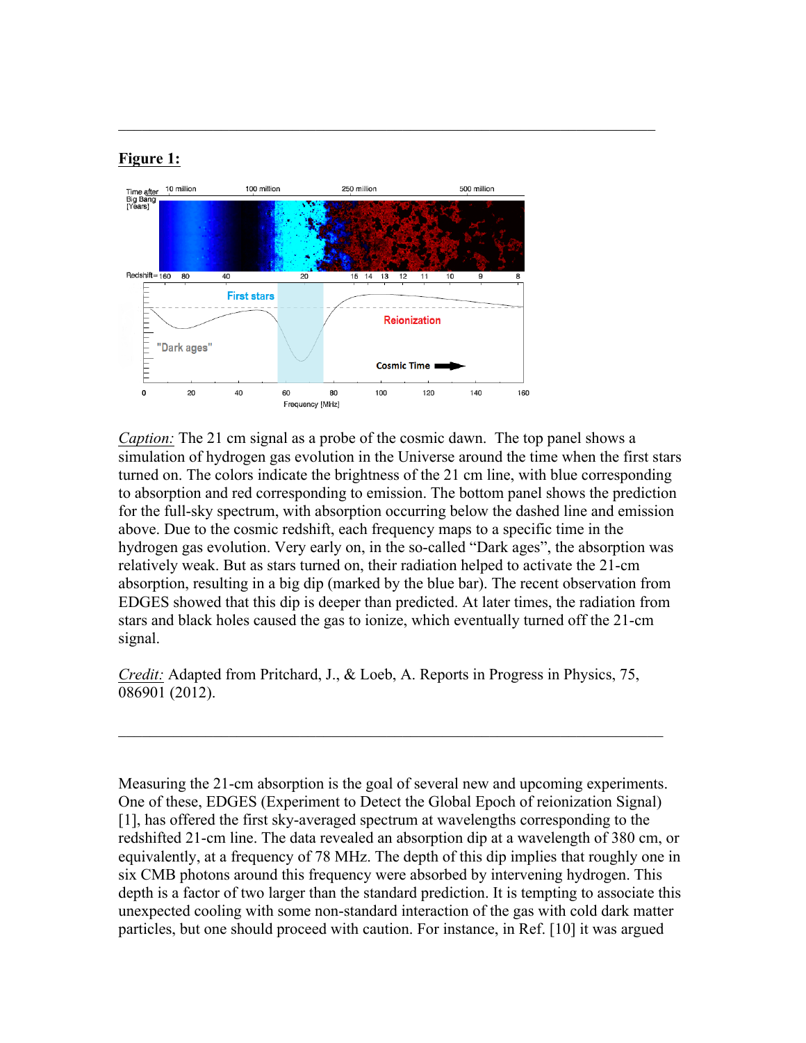**Figure 1:**

*Caption:* The 21 cm signal as a probe of the cosmic dawn. The top panel shows a simulation of hydrogen gas evolution in the Universe around the time when the first stars turned on. The colors indicate the brightness of the 21 cm line, with blue corresponding to absorption and red corresponding to emission. The bottom panel shows the prediction for the full-sky spectrum, with absorption occurring below the dashed line and emission above. Due to the cosmic redshift, each frequency maps to a specific time in the hydrogen gas evolution. Very early on, in the so-called "Dark ages", the absorption was relatively weak. But as stars turned on, their radiation helped to activate the 21-cm absorption, resulting in a big dip (marked by the blue bar). The recent observation from EDGES showed that this dip is deeper than predicted. At later times, the radiation from stars and black holes caused the gas to ionize, which eventually turned off the 21-cm signal.

*Credit:* Adapted from Pritchard, J., & Loeb, A. Reports in Progress in Physics, 75, 086901 (2012).

---

Measuring the 21-cm absorption is the goal of several new and upcoming experiments. One of these, EDGES (Experiment to Detect the Global Epoch of reionization Signal) [1], has offered the first sky-averaged spectrum at wavelengths corresponding to the redshifted 21-cm line. The data revealed an absorption dip at a wavelength of 380 cm, or equivalently, at a frequency of 78 MHz. The depth of this dip implies that roughly one in six CMB photons around this frequency were absorbed by intervening hydrogen. This depth is a factor of two larger than the standard prediction. It is tempting to associate this unexpected cooling with some non-standard interaction of the gas with cold dark matter particles, but one should proceed with caution. For instance, in Ref. [10] it was argued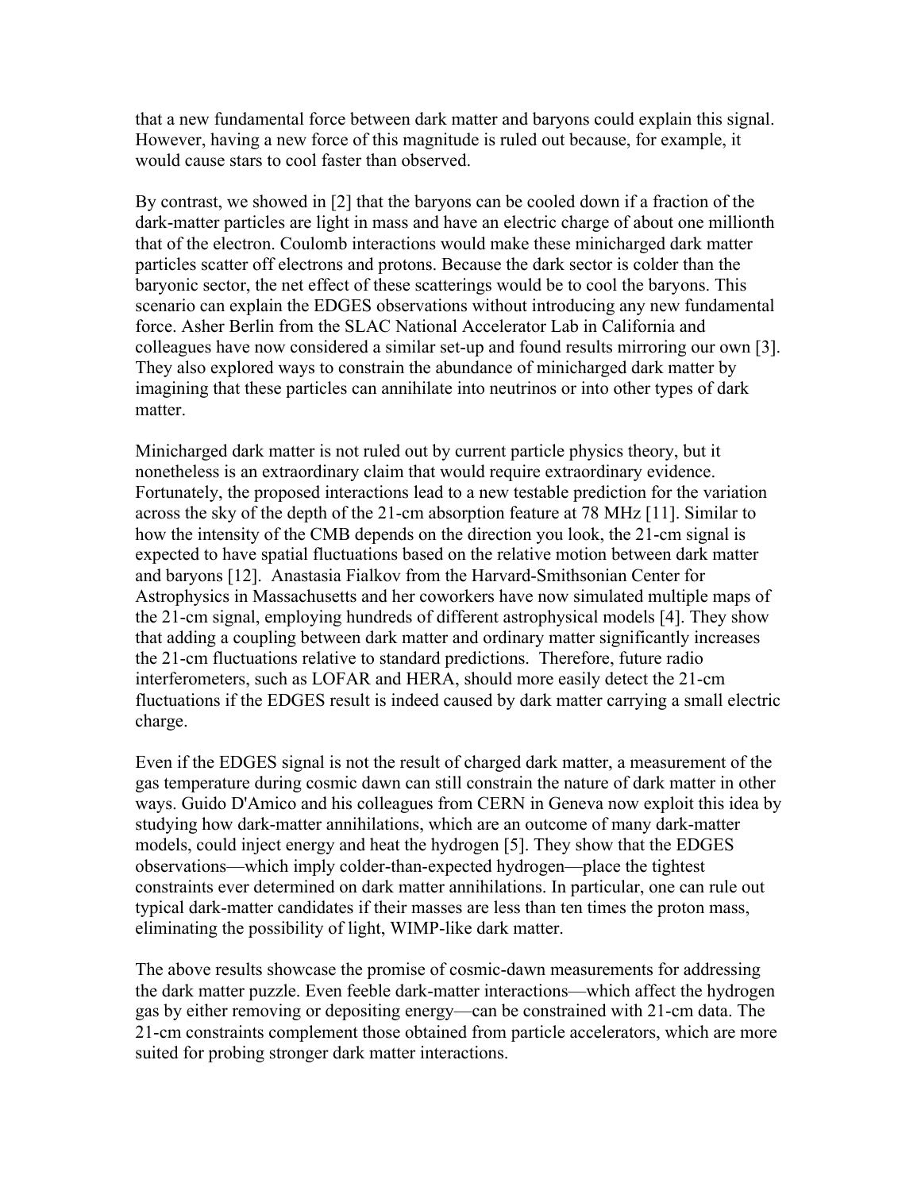that a new fundamental force between dark matter and baryons could explain this signal. However, having a new force of this magnitude is ruled out because, for example, it would cause stars to cool faster than observed.

By contrast, we showed in [2] that the baryons can be cooled down if a fraction of the dark-matter particles are light in mass and have an electric charge of about one millionth that of the electron. Coulomb interactions would make these minicharged dark matter particles scatter off electrons and protons. Because the dark sector is colder than the baryonic sector, the net effect of these scatterings would be to cool the baryons. This scenario can explain the EDGES observations without introducing any new fundamental force. Asher Berlin from the SLAC National Accelerator Lab in California and colleagues have now considered a similar set-up and found results mirroring our own [3]. They also explored ways to constrain the abundance of minicharged dark matter by imagining that these particles can annihilate into neutrinos or into other types of dark matter.

Minicharged dark matter is not ruled out by current particle physics theory, but it nonetheless is an extraordinary claim that would require extraordinary evidence. Fortunately, the proposed interactions lead to a new testable prediction for the variation across the sky of the depth of the 21-cm absorption feature at 78 MHz [11]. Similar to how the intensity of the CMB depends on the direction you look, the 21-cm signal is expected to have spatial fluctuations based on the relative motion between dark matter and baryons [12]. Anastasia Fialkov from the Harvard-Smithsonian Center for Astrophysics in Massachusetts and her coworkers have now simulated multiple maps of the 21-cm signal, employing hundreds of different astrophysical models [4]. They show that adding a coupling between dark matter and ordinary matter significantly increases the 21-cm fluctuations relative to standard predictions. Therefore, future radio interferometers, such as LOFAR and HERA, should more easily detect the 21-cm fluctuations if the EDGES result is indeed caused by dark matter carrying a small electric charge.

Even if the EDGES signal is not the result of charged dark matter, a measurement of the gas temperature during cosmic dawn can still constrain the nature of dark matter in other ways. Guido D'Amico and his colleagues from CERN in Geneva now exploit this idea by studying how dark-matter annihilations, which are an outcome of many dark-matter models, could inject energy and heat the hydrogen [5]. They show that the EDGES observations—which imply colder-than-expected hydrogen—place the tightest constraints ever determined on dark matter annihilations. In particular, one can rule out typical dark-matter candidates if their masses are less than ten times the proton mass, eliminating the possibility of light, WIMP-like dark matter.

The above results showcase the promise of cosmic-dawn measurements for addressing the dark matter puzzle. Even feeble dark-matter interactions—which affect the hydrogen gas by either removing or depositing energy—can be constrained with 21-cm data. The 21-cm constraints complement those obtained from particle accelerators, which are more suited for probing stronger dark matter interactions.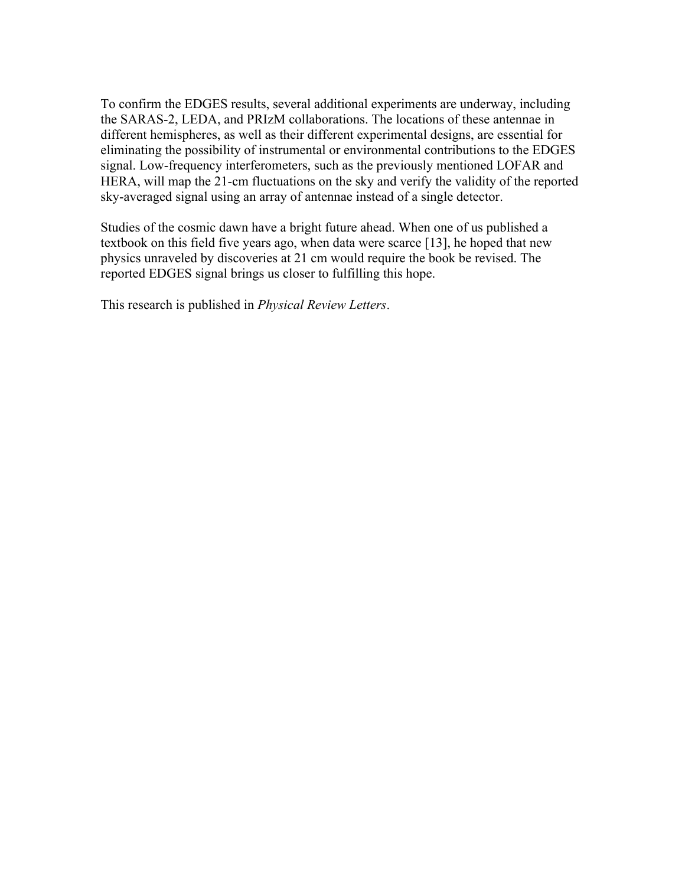To confirm the EDGES results, several additional experiments are underway, including the SARAS-2, LEDA, and PRIzM collaborations. The locations of these antennae in different hemispheres, as well as their different experimental designs, are essential for eliminating the possibility of instrumental or environmental contributions to the EDGES signal. Low-frequency interferometers, such as the previously mentioned LOFAR and HERA, will map the 21-cm fluctuations on the sky and verify the validity of the reported sky-averaged signal using an array of antennae instead of a single detector.

Studies of the cosmic dawn have a bright future ahead. When one of us published a textbook on this field five years ago, when data were scarce [13], he hoped that new physics unraveled by discoveries at 21 cm would require the book be revised. The reported EDGES signal brings us closer to fulfilling this hope.

This research is published in *Physical Review Letters*.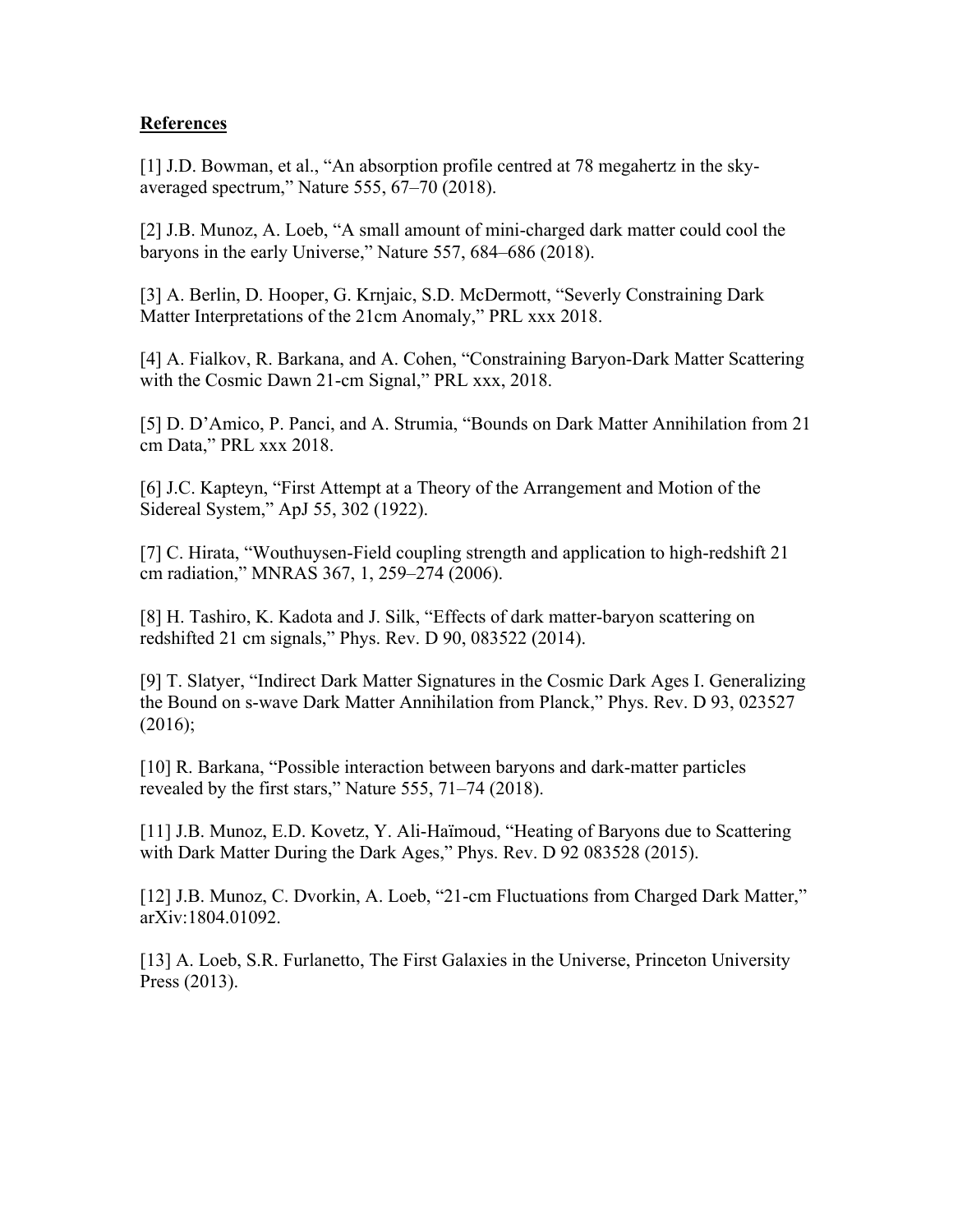**References**

[1] J.D. Bowman, et al., “An absorption profile centred at 78 megahertz in the sky-averaged spectrum,” Nature 555, 67–70 (2018).

[2] J.B. Munoz, A. Loeb, “A small amount of mini-charged dark matter could cool the baryons in the early Universe,” Nature 557, 684–686 (2018).

[3] A. Berlin, D. Hooper, G. Krnjaic, S.D. McDermott, “Severly Constraining Dark Matter Interpretations of the 21cm Anomaly,” PRL xxx 2018.

[4] A. Fialkov, R. Barkana, and A. Cohen, “Constraining Baryon-Dark Matter Scattering with the Cosmic Dawn 21-cm Signal,” PRL xxx, 2018.

[5] D. D’Amico, P. Panci, and A. Strumia, “Bounds on Dark Matter Annihilation from 21 cm Data,” PRL xxx 2018.

[6] J.C. Kapteyn, “First Attempt at a Theory of the Arrangement and Motion of the Sidereal System,” ApJ 55, 302 (1922).

[7] C. Hirata, “Wouthuysen-Field coupling strength and application to high-redshift 21 cm radiation,” MNRAS 367, 1, 259–274 (2006).

[8] H. Tashiro, K. Kadota and J. Silk, “Effects of dark matter-baryon scattering on redshifted 21 cm signals,” Phys. Rev. D 90, 083522 (2014).

[9] T. Slatyer, “Indirect Dark Matter Signatures in the Cosmic Dark Ages I. Generalizing the Bound on s-wave Dark Matter Annihilation from Planck,” Phys. Rev. D 93, 023527 (2016);

[10] R. Barkana, “Possible interaction between baryons and dark-matter particles revealed by the first stars,” Nature 555, 71–74 (2018).

[11] J.B. Munoz, E.D. Kovetz, Y. Ali-Haïmoud, “Heating of Baryons due to Scattering with Dark Matter During the Dark Ages,” Phys. Rev. D 92 083528 (2015).

[12] J.B. Munoz, C. Dvorkin, A. Loeb, “21-cm Fluctuations from Charged Dark Matter,” arXiv:1804.01092.

[13] A. Loeb, S.R. Furlanetto, The First Galaxies in the Universe, Princeton University Press (2013).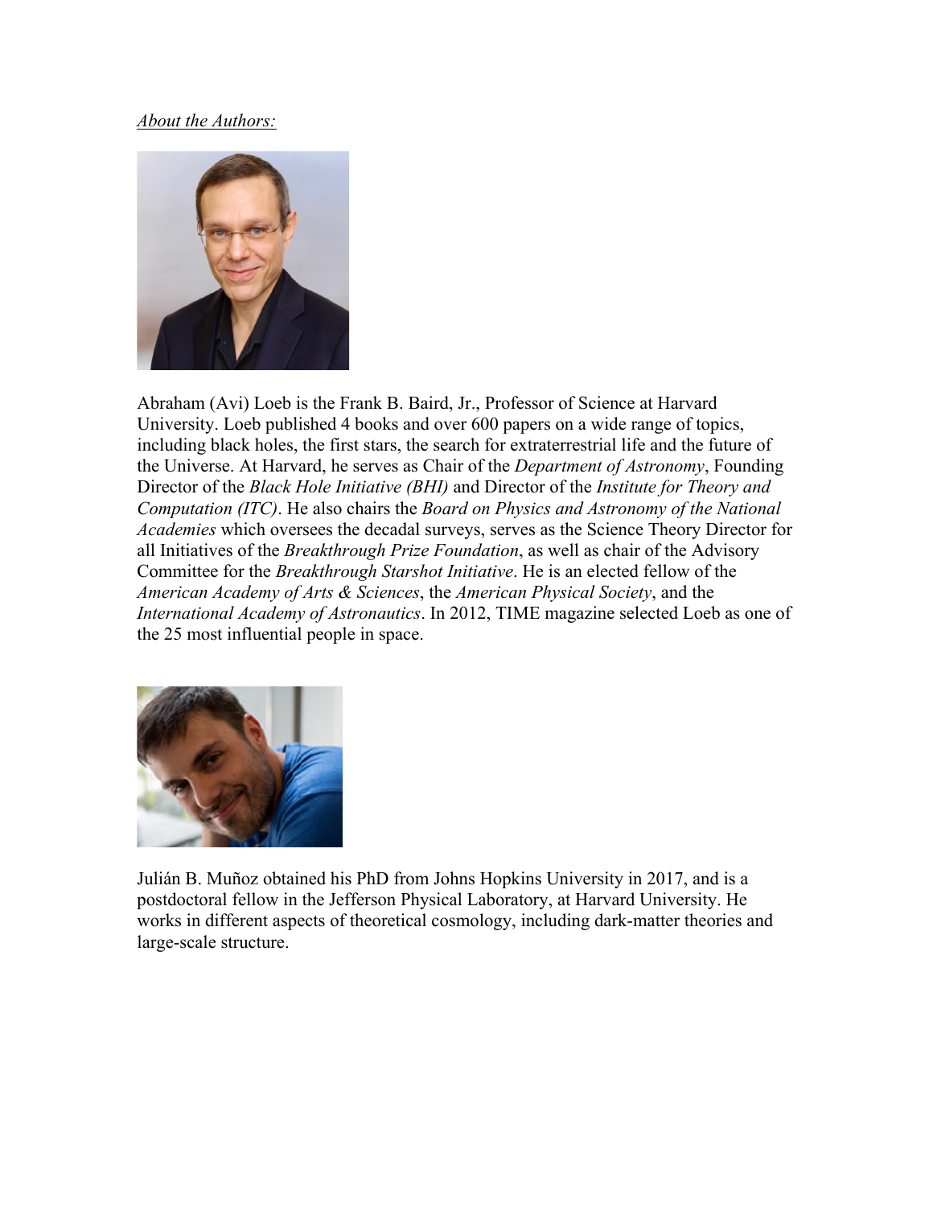*About the Authors:*

Abraham (Avi) Loeb is the Frank B. Baird, Jr., Professor of Science at Harvard University. Loeb published 4 books and over 600 papers on a wide range of topics, including black holes, the first stars, the search for extraterrestrial life and the future of the Universe. At Harvard, he serves as Chair of the *Department of Astronomy*, Founding Director of the *Black Hole Initiative (BHI)* and Director of the *Institute for Theory and Computation (ITC)*. He also chairs the *Board on Physics and Astronomy of the National Academies* which oversees the decadal surveys, serves as the Science Theory Director for all Initiatives of the *Breakthrough Prize Foundation*, as well as chair of the Advisory Committee for the *Breakthrough Starshot Initiative*. He is an elected fellow of the *American Academy of Arts & Sciences*, the *American Physical Society*, and the *International Academy of Astronautics*. In 2012, TIME magazine selected Loeb as one of the 25 most influential people in space.

Julián B. Muñoz obtained his PhD from Johns Hopkins University in 2017, and is a postdoctoral fellow in the Jefferson Physical Laboratory, at Harvard University. He works in different aspects of theoretical cosmology, including dark-matter theories and large-scale structure.